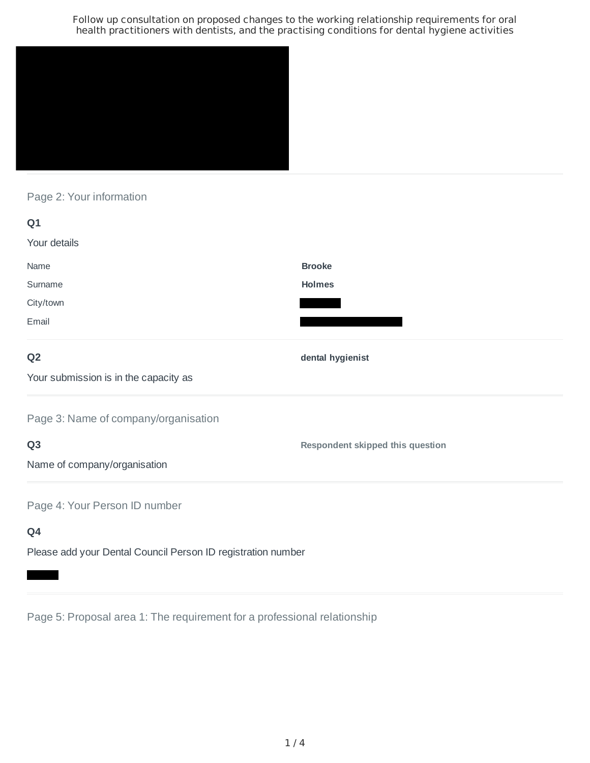# Follow up consultation on proposed changes to the working relationship requirements for oral health practitioners with dentists, and the practising conditions for dental hygiene activities

## Page 2: Your information

**Q1**

Your details

| | |
|---|---|
| Name | **Brooke** |
| Surname | **Holmes** |
| City/town | |
| Email | |

**Q2**

Your submission is in the capacity as

**dental hygienist**

## Page 3: Name of company/organisation

**Q3**

Name of company/organisation

**Respondent skipped this question**

## Page 4: Your Person ID number

**Q4**

Please add your Dental Council Person ID registration number

## Page 5: Proposal area 1: The requirement for a professional relationship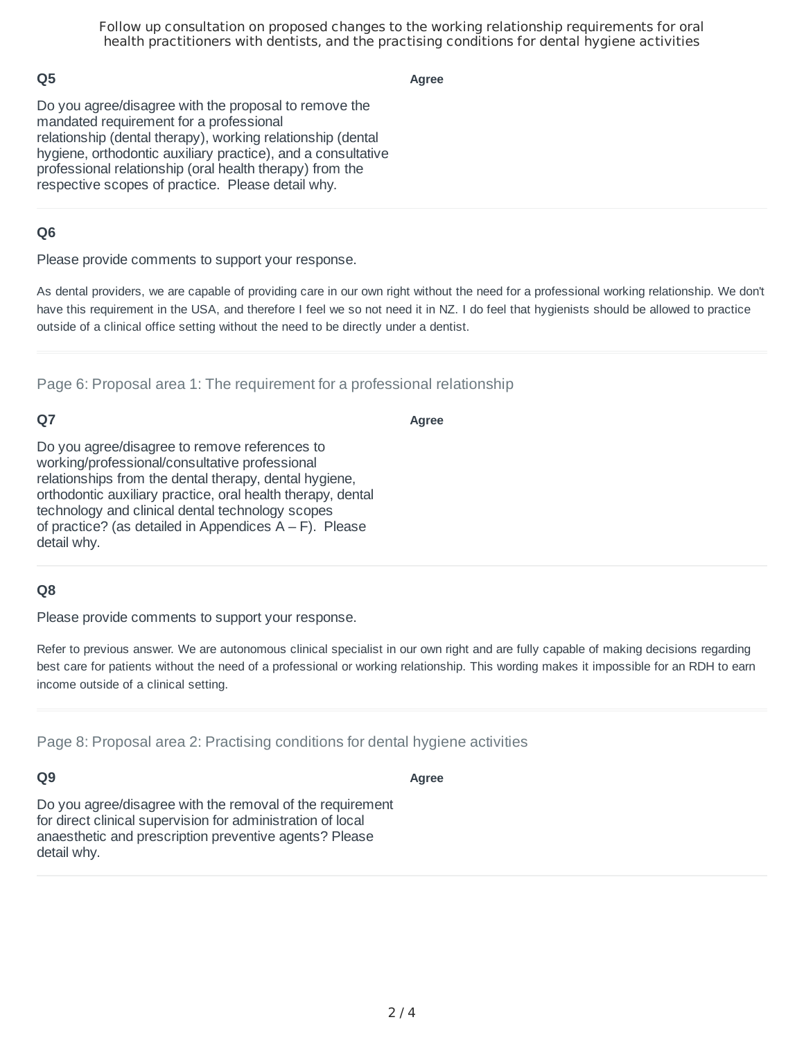### Q5

Do you agree/disagree with the proposal to remove the mandated requirement for a professional relationship (dental therapy), working relationship (dental hygiene, orthodontic auxiliary practice), and a consultative professional relationship (oral health therapy) from the respective scopes of practice. Please detail why.

**Agree**

### Q6

Please provide comments to support your response.

As dental providers, we are capable of providing care in our own right without the need for a professional working relationship. We don't have this requirement in the USA, and therefore I feel we so not need it in NZ. I do feel that hygienists should be allowed to practice outside of a clinical office setting without the need to be directly under a dentist.

## Page 6: Proposal area 1: The requirement for a professional relationship

### Q7

Do you agree/disagree to remove references to working/professional/consultative professional relationships from the dental therapy, dental hygiene, orthodontic auxiliary practice, oral health therapy, dental technology and clinical dental technology scopes of practice? (as detailed in Appendices A – F). Please detail why.

**Agree**

### Q8

Please provide comments to support your response.

Refer to previous answer. We are autonomous clinical specialist in our own right and are fully capable of making decisions regarding best care for patients without the need of a professional or working relationship. This wording makes it impossible for an RDH to earn income outside of a clinical setting.

## Page 8: Proposal area 2: Practising conditions for dental hygiene activities

### Q9

Do you agree/disagree with the removal of the requirement for direct clinical supervision for administration of local anaesthetic and prescription preventive agents? Please detail why.

**Agree**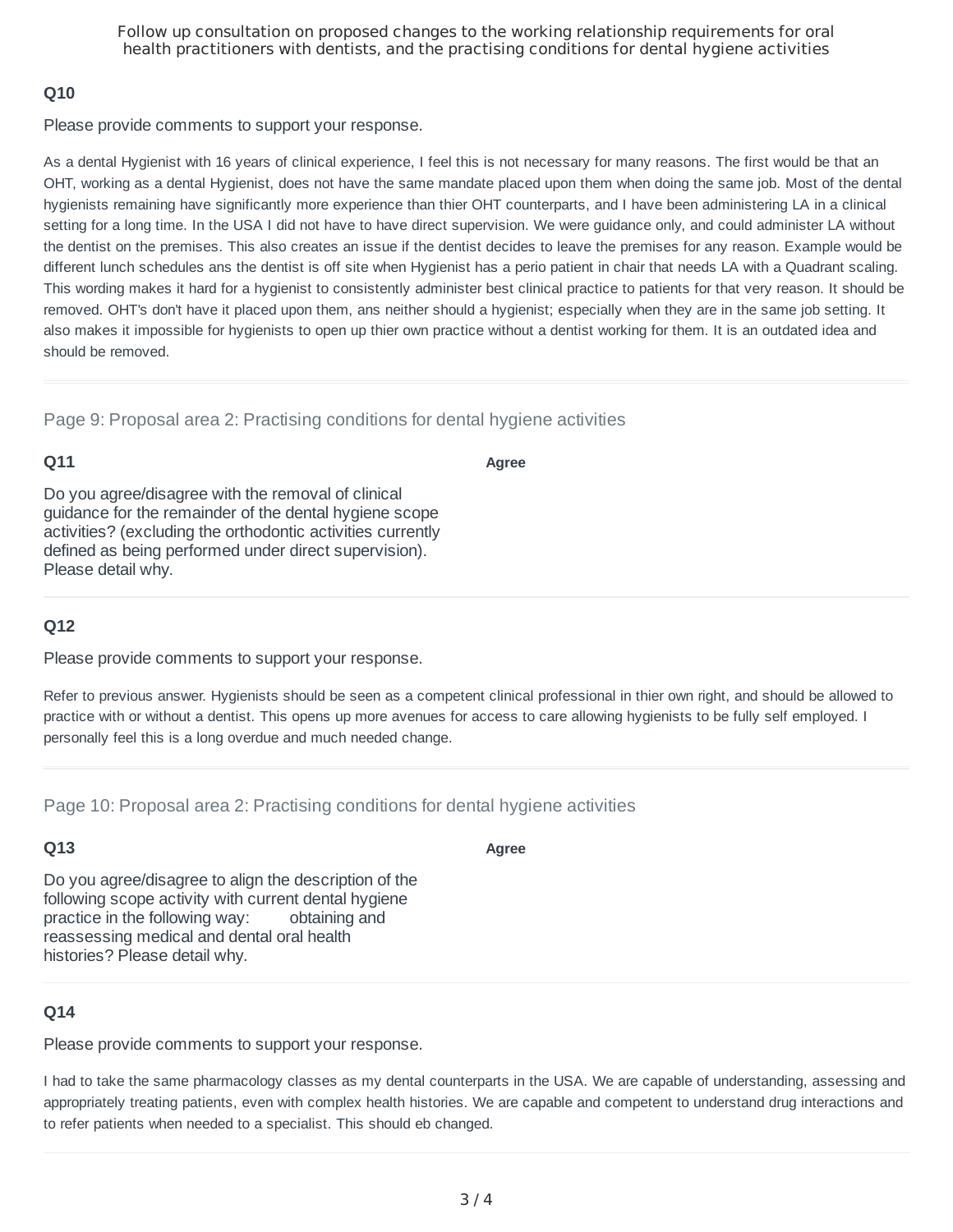### Q10

Please provide comments to support your response.

As a dental Hygienist with 16 years of clinical experience, I feel this is not necessary for many reasons. The first would be that an OHT, working as a dental Hygienist, does not have the same mandate placed upon them when doing the same job. Most of the dental hygienists remaining have significantly more experience than thier OHT counterparts, and I have been administering LA in a clinical setting for a long time. In the USA I did not have to have direct supervision. We were guidance only, and could administer LA without the dentist on the premises. This also creates an issue if the dentist decides to leave the premises for any reason. Example would be different lunch schedules ans the dentist is off site when Hygienist has a perio patient in chair that needs LA with a Quadrant scaling. This wording makes it hard for a hygienist to consistently administer best clinical practice to patients for that very reason. It should be removed. OHT's don't have it placed upon them, ans neither should a hygienist; especially when they are in the same job setting. It also makes it impossible for hygienists to open up thier own practice without a dentist working for them. It is an outdated idea and should be removed.

## Page 9: Proposal area 2: Practising conditions for dental hygiene activities

### Q11

Do you agree/disagree with the removal of clinical guidance for the remainder of the dental hygiene scope activities? (excluding the orthodontic activities currently defined as being performed under direct supervision). Please detail why.

**Agree**

### Q12

Please provide comments to support your response.

Refer to previous answer. Hygienists should be seen as a competent clinical professional in thier own right, and should be allowed to practice with or without a dentist. This opens up more avenues for access to care allowing hygienists to be fully self employed. I personally feel this is a long overdue and much needed change.

## Page 10: Proposal area 2: Practising conditions for dental hygiene activities

### Q13

Do you agree/disagree to align the description of the following scope activity with current dental hygiene practice in the following way: obtaining and reassessing medical and dental oral health histories? Please detail why.

**Agree**

### Q14

Please provide comments to support your response.

I had to take the same pharmacology classes as my dental counterparts in the USA. We are capable of understanding, assessing and appropriately treating patients, even with complex health histories. We are capable and competent to understand drug interactions and to refer patients when needed to a specialist. This should eb changed.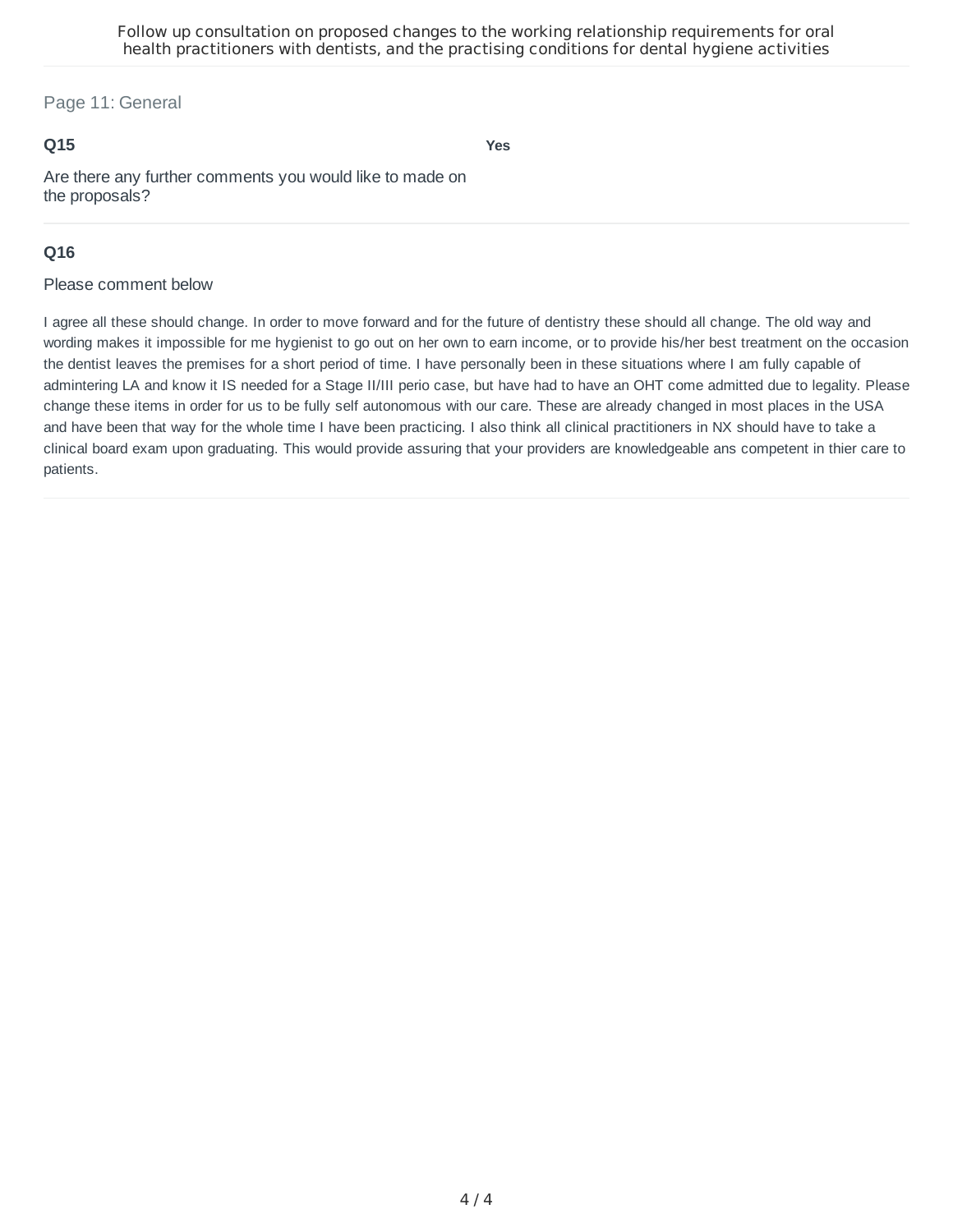Page 11: General

**Q15**

Are there any further comments you would like to made on the proposals?

**Yes**

**Q16**

Please comment below

I agree all these should change. In order to move forward and for the future of dentistry these should all change. The old way and wording makes it impossible for me hygienist to go out on her own to earn income, or to provide his/her best treatment on the occasion the dentist leaves the premises for a short period of time. I have personally been in these situations where I am fully capable of admintering LA and know it IS needed for a Stage II/III perio case, but have had to have an OHT come admitted due to legality. Please change these items in order for us to be fully self autonomous with our care. These are already changed in most places in the USA and have been that way for the whole time I have been practicing. I also think all clinical practitioners in NX should have to take a clinical board exam upon graduating. This would provide assuring that your providers are knowledgeable ans competent in thier care to patients.